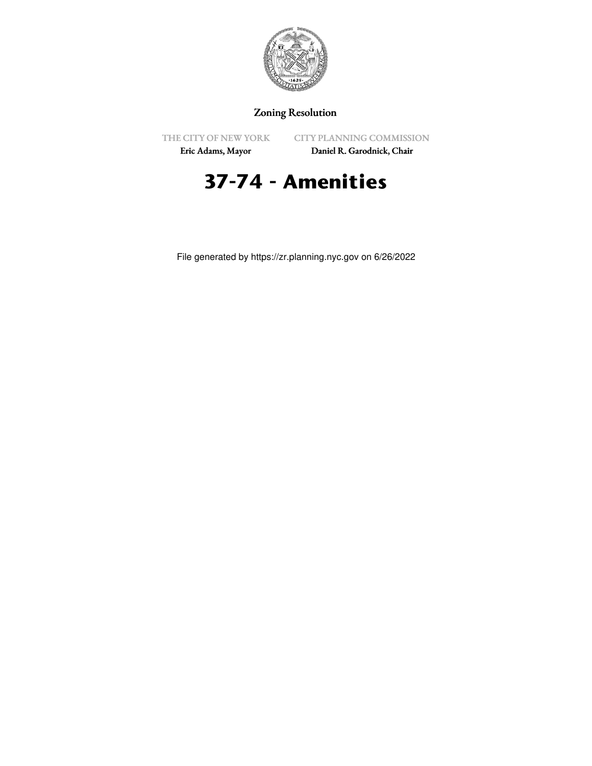Zoning Resolution

THE CITY OF NEW YORK
Eric Adams, Mayor

CITY PLANNING COMMISSION
Daniel R. Garodnick, Chair

# 37-74 - Amenities

File generated by https://zr.planning.nyc.gov on 6/26/2022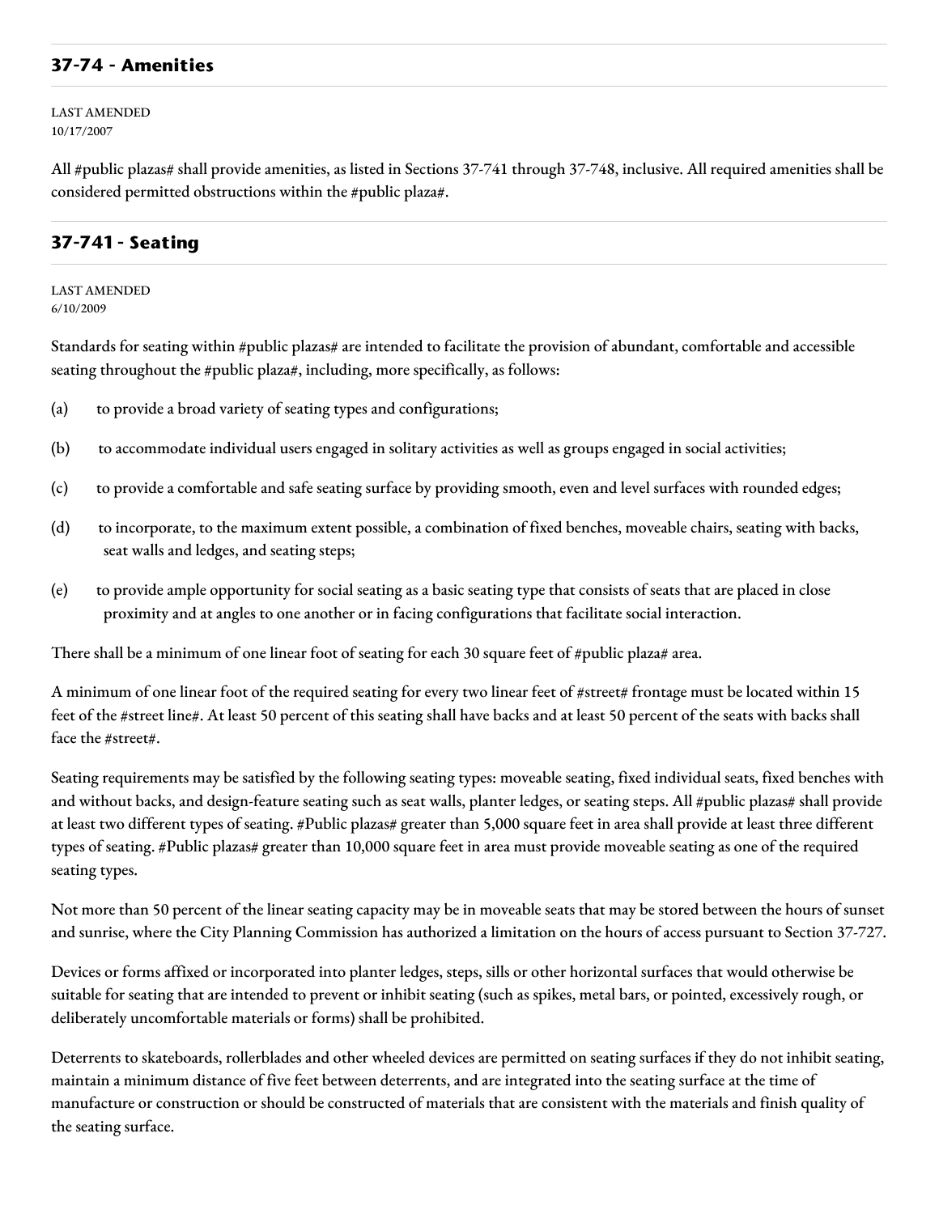## 37-74 - Amenities

LAST AMENDED
10/17/2007

All #public plazas# shall provide amenities, as listed in Sections 37-741 through 37-748, inclusive. All required amenities shall be considered permitted obstructions within the #public plaza#.

## 37-741 - Seating

LAST AMENDED
6/10/2009

Standards for seating within #public plazas# are intended to facilitate the provision of abundant, comfortable and accessible seating throughout the #public plaza#, including, more specifically, as follows:

(a) to provide a broad variety of seating types and configurations;

(b) to accommodate individual users engaged in solitary activities as well as groups engaged in social activities;

(c) to provide a comfortable and safe seating surface by providing smooth, even and level surfaces with rounded edges;

(d) to incorporate, to the maximum extent possible, a combination of fixed benches, moveable chairs, seating with backs, seat walls and ledges, and seating steps;

(e) to provide ample opportunity for social seating as a basic seating type that consists of seats that are placed in close proximity and at angles to one another or in facing configurations that facilitate social interaction.

There shall be a minimum of one linear foot of seating for each 30 square feet of #public plaza# area.

A minimum of one linear foot of the required seating for every two linear feet of #street# frontage must be located within 15 feet of the #street line#. At least 50 percent of this seating shall have backs and at least 50 percent of the seats with backs shall face the #street#.

Seating requirements may be satisfied by the following seating types: moveable seating, fixed individual seats, fixed benches with and without backs, and design-feature seating such as seat walls, planter ledges, or seating steps. All #public plazas# shall provide at least two different types of seating. #Public plazas# greater than 5,000 square feet in area shall provide at least three different types of seating. #Public plazas# greater than 10,000 square feet in area must provide moveable seating as one of the required seating types.

Not more than 50 percent of the linear seating capacity may be in moveable seats that may be stored between the hours of sunset and sunrise, where the City Planning Commission has authorized a limitation on the hours of access pursuant to Section 37-727.

Devices or forms affixed or incorporated into planter ledges, steps, sills or other horizontal surfaces that would otherwise be suitable for seating that are intended to prevent or inhibit seating (such as spikes, metal bars, or pointed, excessively rough, or deliberately uncomfortable materials or forms) shall be prohibited.

Deterrents to skateboards, rollerblades and other wheeled devices are permitted on seating surfaces if they do not inhibit seating, maintain a minimum distance of five feet between deterrents, and are integrated into the seating surface at the time of manufacture or construction or should be constructed of materials that are consistent with the materials and finish quality of the seating surface.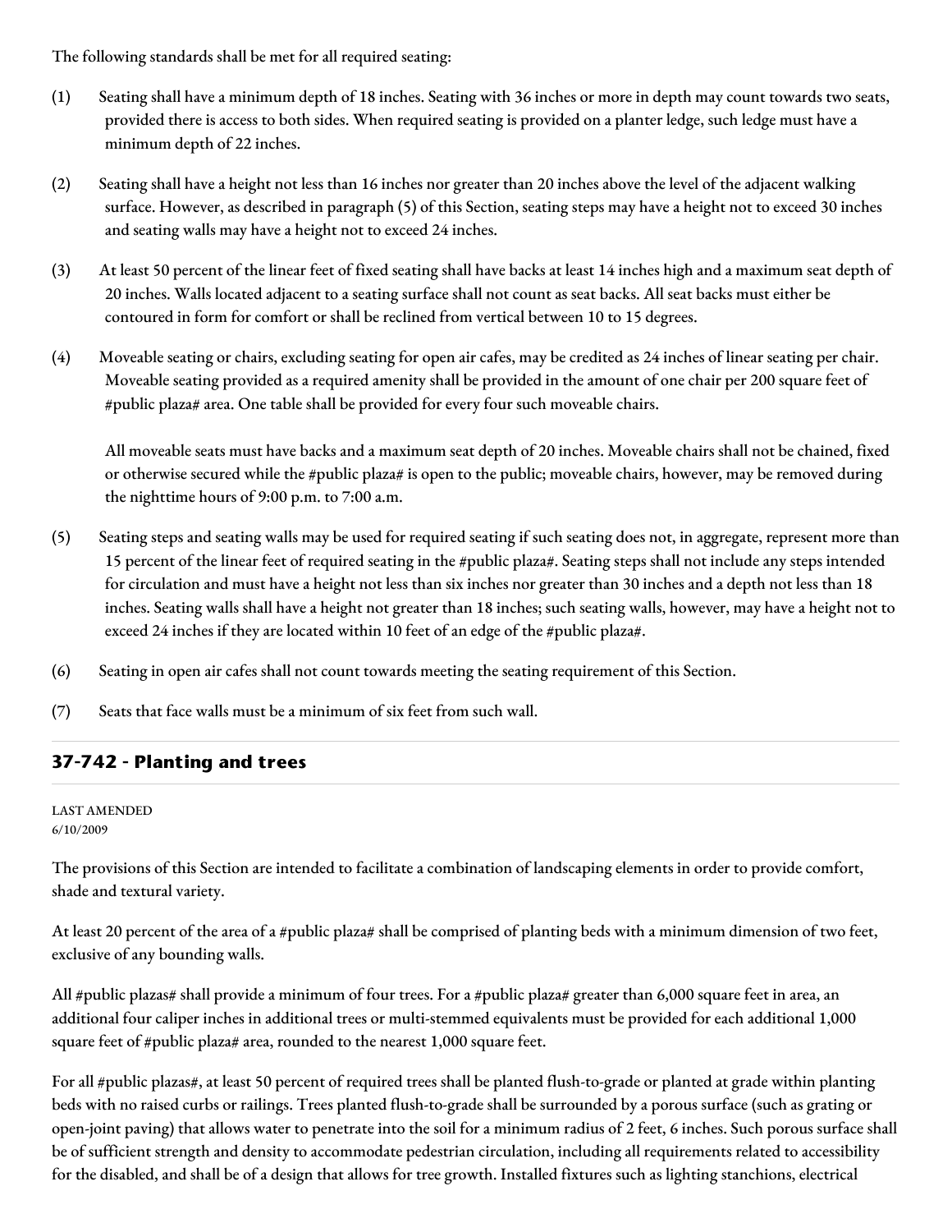The following standards shall be met for all required seating:

(1) Seating shall have a minimum depth of 18 inches. Seating with 36 inches or more in depth may count towards two seats, provided there is access to both sides. When required seating is provided on a planter ledge, such ledge must have a minimum depth of 22 inches.

(2) Seating shall have a height not less than 16 inches nor greater than 20 inches above the level of the adjacent walking surface. However, as described in paragraph (5) of this Section, seating steps may have a height not to exceed 30 inches and seating walls may have a height not to exceed 24 inches.

(3) At least 50 percent of the linear feet of fixed seating shall have backs at least 14 inches high and a maximum seat depth of 20 inches. Walls located adjacent to a seating surface shall not count as seat backs. All seat backs must either be contoured in form for comfort or shall be reclined from vertical between 10 to 15 degrees.

(4) Moveable seating or chairs, excluding seating for open air cafes, may be credited as 24 inches of linear seating per chair. Moveable seating provided as a required amenity shall be provided in the amount of one chair per 200 square feet of #public plaza# area. One table shall be provided for every four such moveable chairs.

All moveable seats must have backs and a maximum seat depth of 20 inches. Moveable chairs shall not be chained, fixed or otherwise secured while the #public plaza# is open to the public; moveable chairs, however, may be removed during the nighttime hours of 9:00 p.m. to 7:00 a.m.

(5) Seating steps and seating walls may be used for required seating if such seating does not, in aggregate, represent more than 15 percent of the linear feet of required seating in the #public plaza#. Seating steps shall not include any steps intended for circulation and must have a height not less than six inches nor greater than 30 inches and a depth not less than 18 inches. Seating walls shall have a height not greater than 18 inches; such seating walls, however, may have a height not to exceed 24 inches if they are located within 10 feet of an edge of the #public plaza#.

(6) Seating in open air cafes shall not count towards meeting the seating requirement of this Section.

(7) Seats that face walls must be a minimum of six feet from such wall.

## 37-742 - Planting and trees

LAST AMENDED
6/10/2009

The provisions of this Section are intended to facilitate a combination of landscaping elements in order to provide comfort, shade and textural variety.

At least 20 percent of the area of a #public plaza# shall be comprised of planting beds with a minimum dimension of two feet, exclusive of any bounding walls.

All #public plazas# shall provide a minimum of four trees. For a #public plaza# greater than 6,000 square feet in area, an additional four caliper inches in additional trees or multi-stemmed equivalents must be provided for each additional 1,000 square feet of #public plaza# area, rounded to the nearest 1,000 square feet.

For all #public plazas#, at least 50 percent of required trees shall be planted flush-to-grade or planted at grade within planting beds with no raised curbs or railings. Trees planted flush-to-grade shall be surrounded by a porous surface (such as grating or open-joint paving) that allows water to penetrate into the soil for a minimum radius of 2 feet, 6 inches. Such porous surface shall be of sufficient strength and density to accommodate pedestrian circulation, including all requirements related to accessibility for the disabled, and shall be of a design that allows for tree growth. Installed fixtures such as lighting stanchions, electrical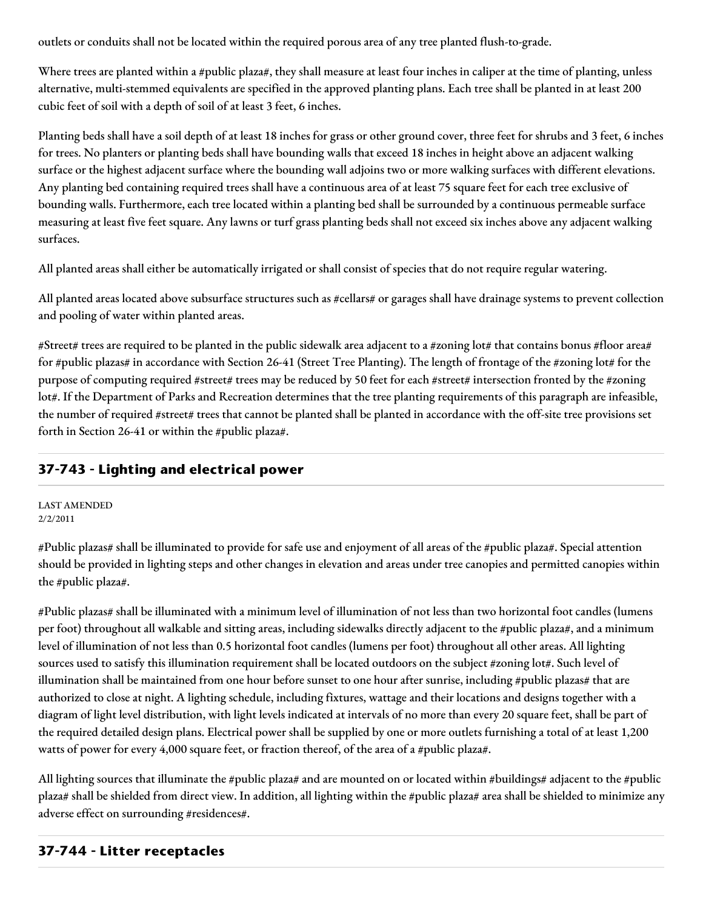outlets or conduits shall not be located within the required porous area of any tree planted flush-to-grade.

Where trees are planted within a #public plaza#, they shall measure at least four inches in caliper at the time of planting, unless alternative, multi-stemmed equivalents are specified in the approved planting plans. Each tree shall be planted in at least 200 cubic feet of soil with a depth of soil of at least 3 feet, 6 inches.

Planting beds shall have a soil depth of at least 18 inches for grass or other ground cover, three feet for shrubs and 3 feet, 6 inches for trees. No planters or planting beds shall have bounding walls that exceed 18 inches in height above an adjacent walking surface or the highest adjacent surface where the bounding wall adjoins two or more walking surfaces with different elevations. Any planting bed containing required trees shall have a continuous area of at least 75 square feet for each tree exclusive of bounding walls. Furthermore, each tree located within a planting bed shall be surrounded by a continuous permeable surface measuring at least five feet square. Any lawns or turf grass planting beds shall not exceed six inches above any adjacent walking surfaces.

All planted areas shall either be automatically irrigated or shall consist of species that do not require regular watering.

All planted areas located above subsurface structures such as #cellars# or garages shall have drainage systems to prevent collection and pooling of water within planted areas.

#Street# trees are required to be planted in the public sidewalk area adjacent to a #zoning lot# that contains bonus #floor area# for #public plazas# in accordance with Section 26-41 (Street Tree Planting). The length of frontage of the #zoning lot# for the purpose of computing required #street# trees may be reduced by 50 feet for each #street# intersection fronted by the #zoning lot#. If the Department of Parks and Recreation determines that the tree planting requirements of this paragraph are infeasible, the number of required #street# trees that cannot be planted shall be planted in accordance with the off-site tree provisions set forth in Section 26-41 or within the #public plaza#.

## 37-743 - Lighting and electrical power

LAST AMENDED
2/2/2011

#Public plazas# shall be illuminated to provide for safe use and enjoyment of all areas of the #public plaza#. Special attention should be provided in lighting steps and other changes in elevation and areas under tree canopies and permitted canopies within the #public plaza#.

#Public plazas# shall be illuminated with a minimum level of illumination of not less than two horizontal foot candles (lumens per foot) throughout all walkable and sitting areas, including sidewalks directly adjacent to the #public plaza#, and a minimum level of illumination of not less than 0.5 horizontal foot candles (lumens per foot) throughout all other areas. All lighting sources used to satisfy this illumination requirement shall be located outdoors on the subject #zoning lot#. Such level of illumination shall be maintained from one hour before sunset to one hour after sunrise, including #public plazas# that are authorized to close at night. A lighting schedule, including fixtures, wattage and their locations and designs together with a diagram of light level distribution, with light levels indicated at intervals of no more than every 20 square feet, shall be part of the required detailed design plans. Electrical power shall be supplied by one or more outlets furnishing a total of at least 1,200 watts of power for every 4,000 square feet, or fraction thereof, of the area of a #public plaza#.

All lighting sources that illuminate the #public plaza# and are mounted on or located within #buildings# adjacent to the #public plaza# shall be shielded from direct view. In addition, all lighting within the #public plaza# area shall be shielded to minimize any adverse effect on surrounding #residences#.

## 37-744 - Litter receptacles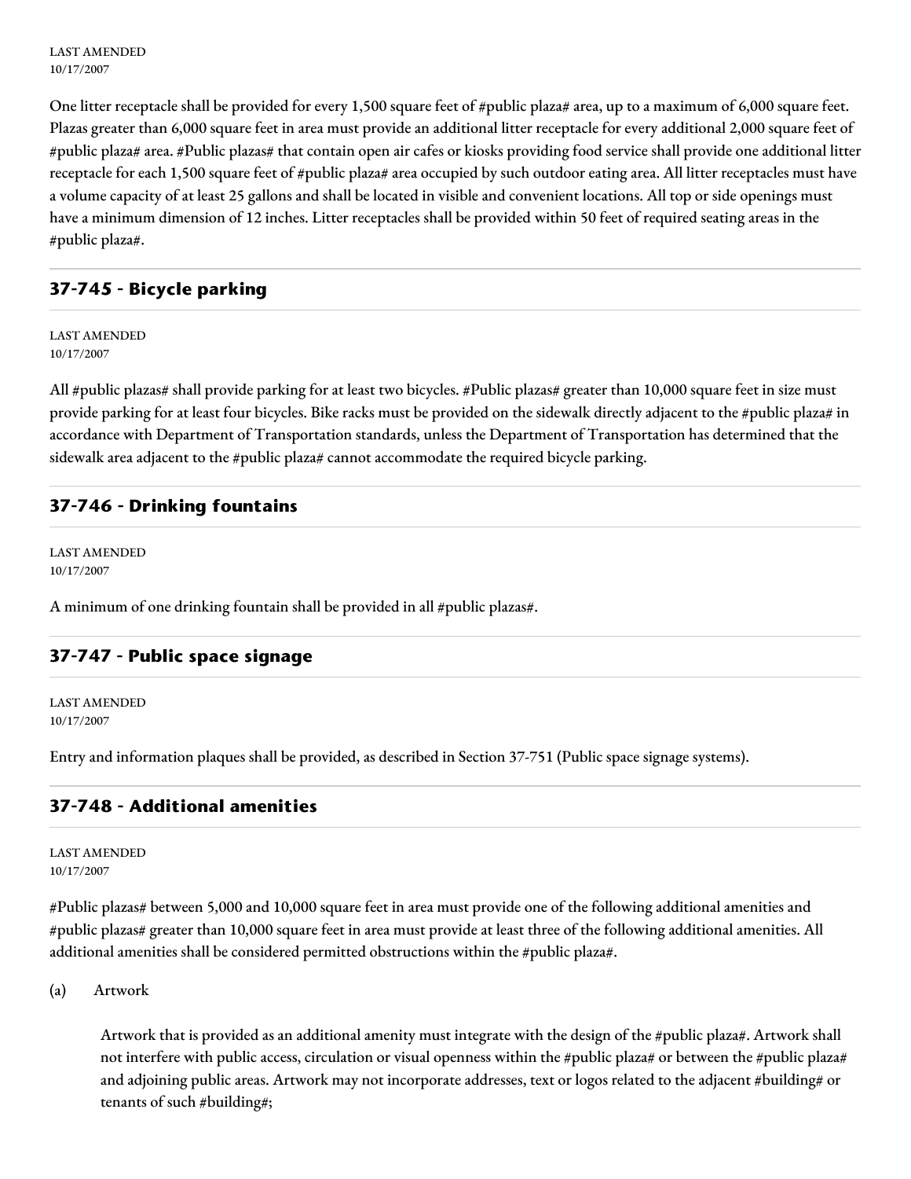LAST AMENDED
10/17/2007

One litter receptacle shall be provided for every 1,500 square feet of #public plaza# area, up to a maximum of 6,000 square feet. Plazas greater than 6,000 square feet in area must provide an additional litter receptacle for every additional 2,000 square feet of #public plaza# area. #Public plazas# that contain open air cafes or kiosks providing food service shall provide one additional litter receptacle for each 1,500 square feet of #public plaza# area occupied by such outdoor eating area. All litter receptacles must have a volume capacity of at least 25 gallons and shall be located in visible and convenient locations. All top or side openings must have a minimum dimension of 12 inches. Litter receptacles shall be provided within 50 feet of required seating areas in the #public plaza#.

## 37-745 - Bicycle parking

LAST AMENDED
10/17/2007

All #public plazas# shall provide parking for at least two bicycles. #Public plazas# greater than 10,000 square feet in size must provide parking for at least four bicycles. Bike racks must be provided on the sidewalk directly adjacent to the #public plaza# in accordance with Department of Transportation standards, unless the Department of Transportation has determined that the sidewalk area adjacent to the #public plaza# cannot accommodate the required bicycle parking.

## 37-746 - Drinking fountains

LAST AMENDED
10/17/2007

A minimum of one drinking fountain shall be provided in all #public plazas#.

## 37-747 - Public space signage

LAST AMENDED
10/17/2007

Entry and information plaques shall be provided, as described in Section 37-751 (Public space signage systems).

## 37-748 - Additional amenities

LAST AMENDED
10/17/2007

#Public plazas# between 5,000 and 10,000 square feet in area must provide one of the following additional amenities and #public plazas# greater than 10,000 square feet in area must provide at least three of the following additional amenities. All additional amenities shall be considered permitted obstructions within the #public plaza#.

(a) Artwork

Artwork that is provided as an additional amenity must integrate with the design of the #public plaza#. Artwork shall not interfere with public access, circulation or visual openness within the #public plaza# or between the #public plaza# and adjoining public areas. Artwork may not incorporate addresses, text or logos related to the adjacent #building# or tenants of such #building#;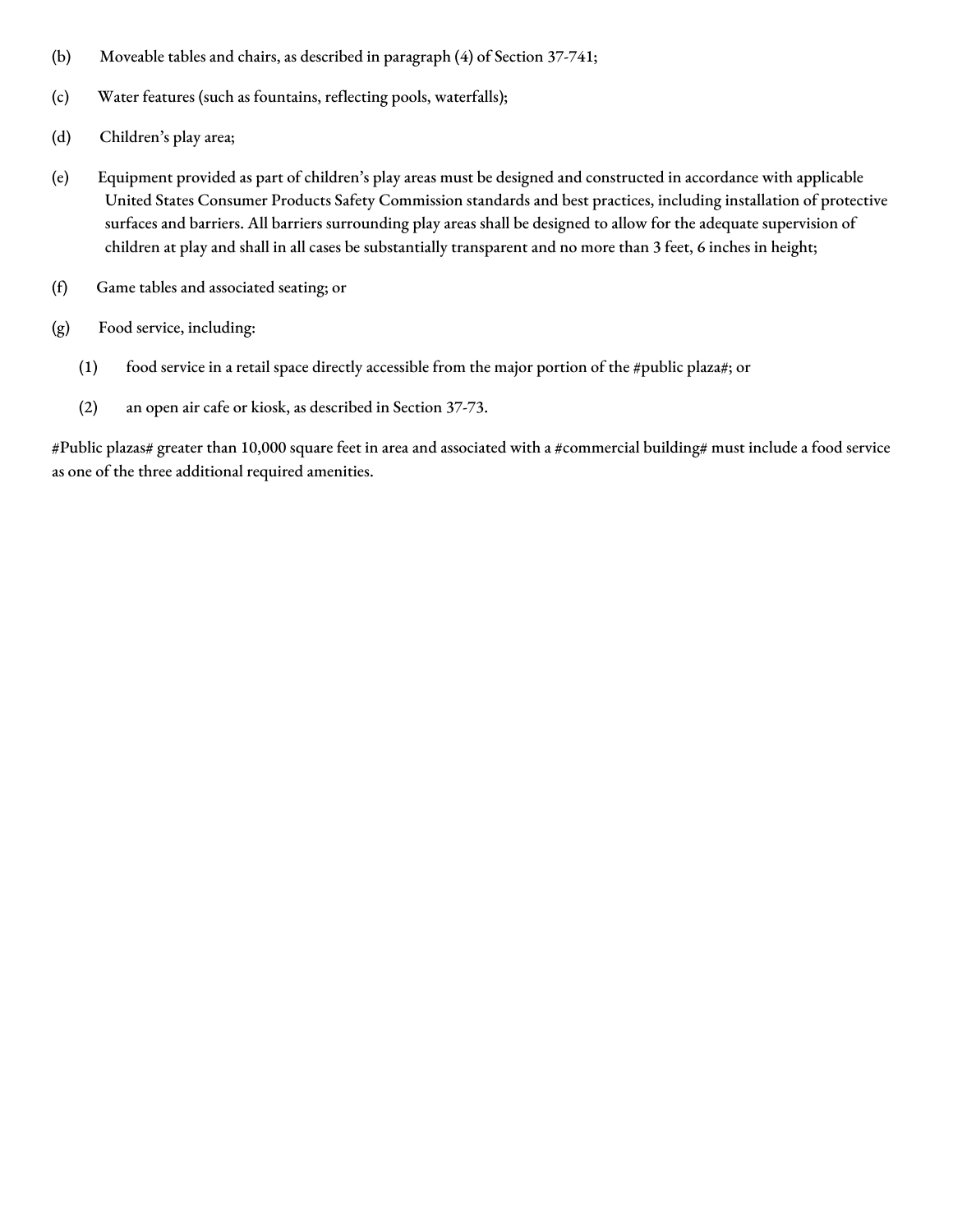(b) Moveable tables and chairs, as described in paragraph (4) of Section 37-741;

(c) Water features (such as fountains, reflecting pools, waterfalls);

(d) Children's play area;

(e) Equipment provided as part of children's play areas must be designed and constructed in accordance with applicable United States Consumer Products Safety Commission standards and best practices, including installation of protective surfaces and barriers. All barriers surrounding play areas shall be designed to allow for the adequate supervision of children at play and shall in all cases be substantially transparent and no more than 3 feet, 6 inches in height;

(f) Game tables and associated seating; or

(g) Food service, including:

  (1) food service in a retail space directly accessible from the major portion of the #public plaza#; or

  (2) an open air cafe or kiosk, as described in Section 37-73.

#Public plazas# greater than 10,000 square feet in area and associated with a #commercial building# must include a food service as one of the three additional required amenities.